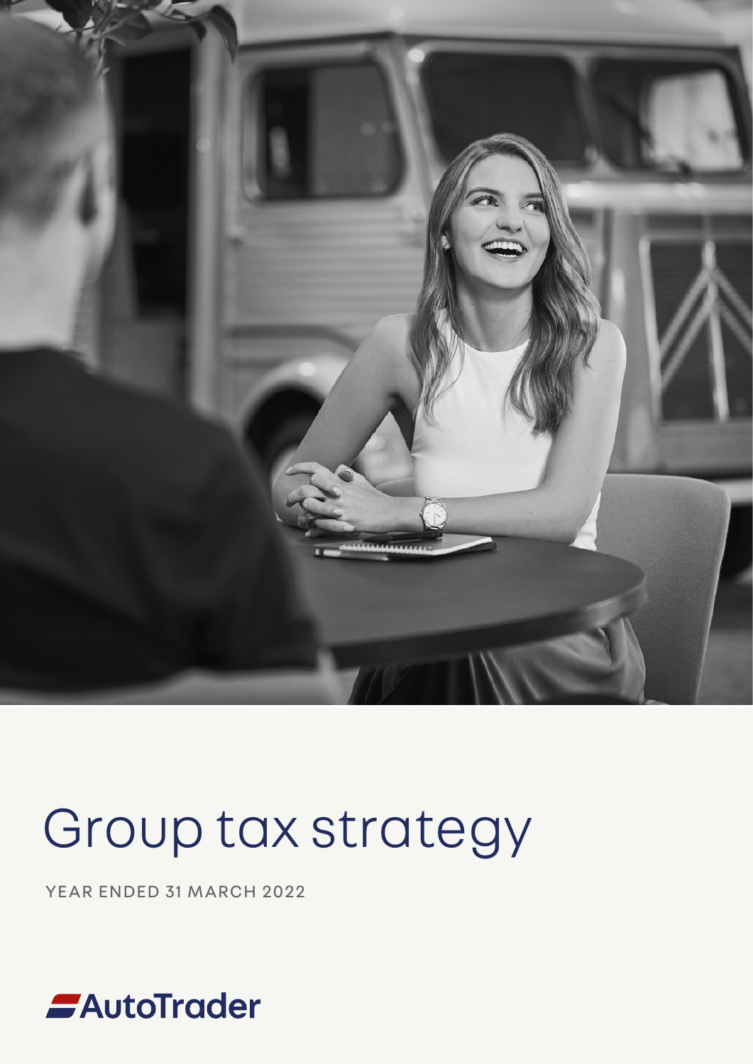# Group tax strategy

YEAR ENDED 31 MARCH 2022

AutoTrader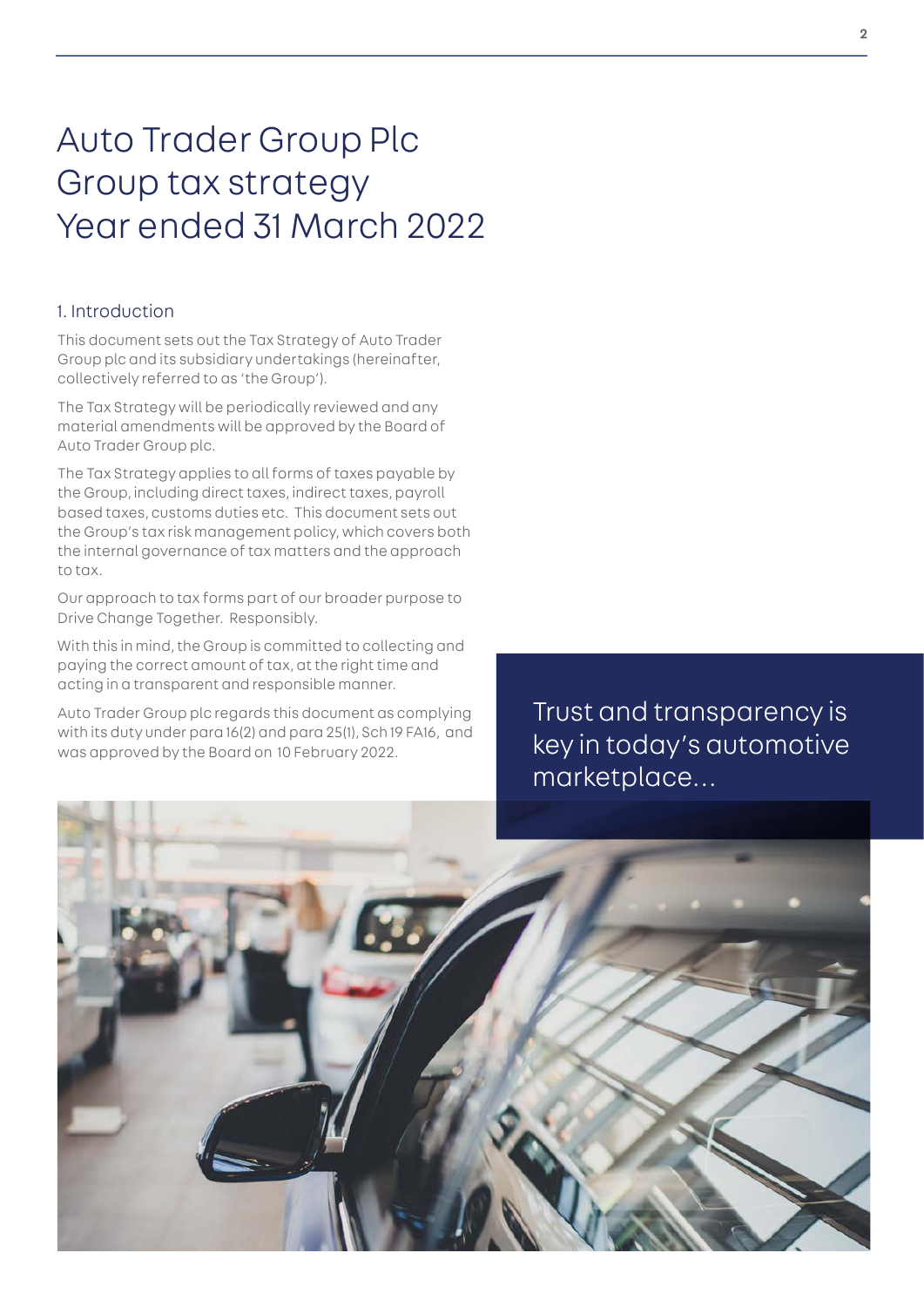# Auto Trader Group Plc
# Group tax strategy
# Year ended 31 March 2022

## 1. Introduction

This document sets out the Tax Strategy of Auto Trader Group plc and its subsidiary undertakings (hereinafter, collectively referred to as 'the Group').

The Tax Strategy will be periodically reviewed and any material amendments will be approved by the Board of Auto Trader Group plc.

The Tax Strategy applies to all forms of taxes payable by the Group, including direct taxes, indirect taxes, payroll based taxes, customs duties etc. This document sets out the Group's tax risk management policy, which covers both the internal governance of tax matters and the approach to tax.

Our approach to tax forms part of our broader purpose to Drive Change Together. Responsibly.

With this in mind, the Group is committed to collecting and paying the correct amount of tax, at the right time and acting in a transparent and responsible manner.

Auto Trader Group plc regards this document as complying with its duty under para 16(2) and para 25(1), Sch 19 FA16, and was approved by the Board on 10 February 2022.

Trust and transparency is key in today's automotive marketplace...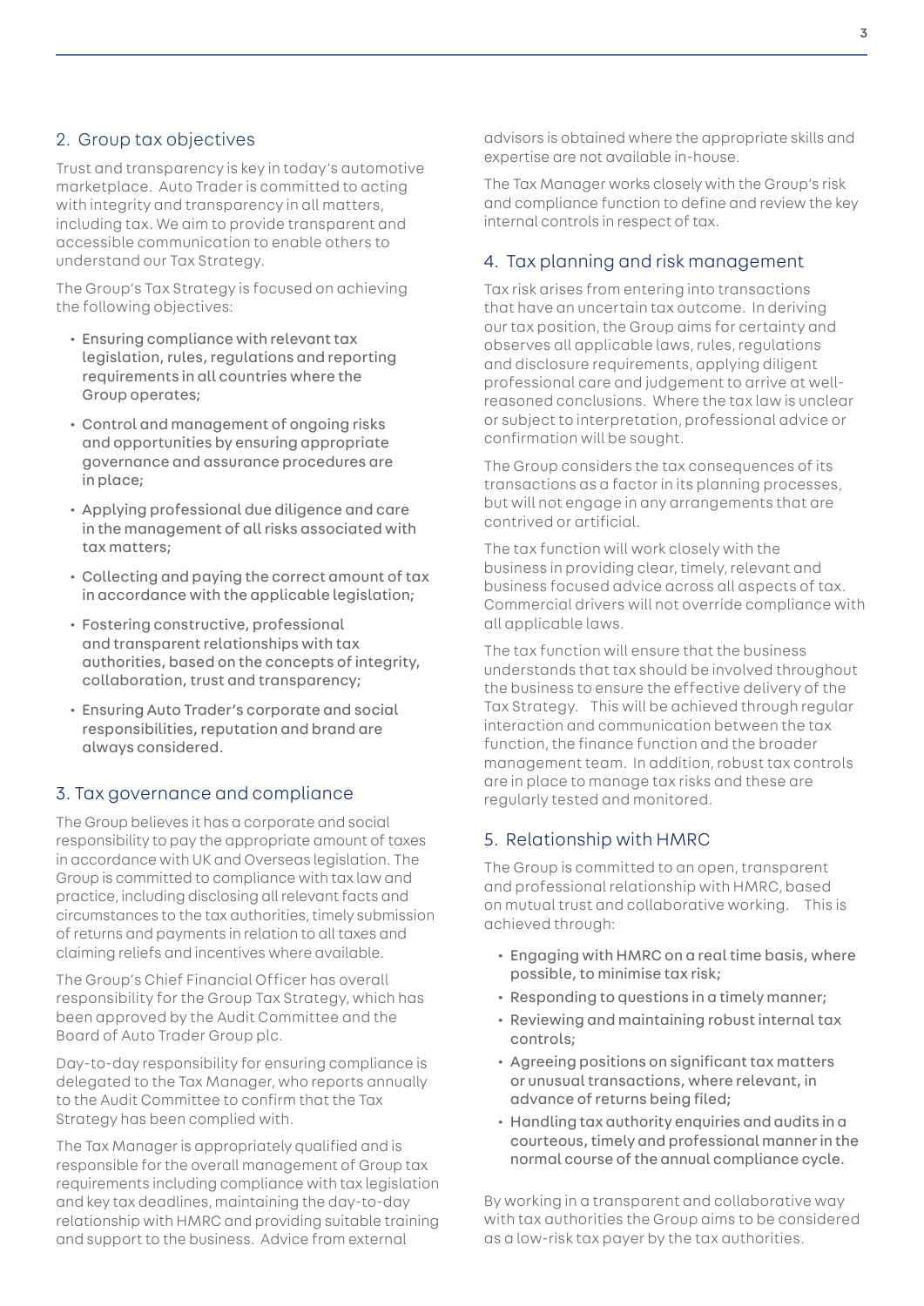## 2. Group tax objectives

Trust and transparency is key in today's automotive marketplace. Auto Trader is committed to acting with integrity and transparency in all matters, including tax. We aim to provide transparent and accessible communication to enable others to understand our Tax Strategy.

The Group's Tax Strategy is focused on achieving the following objectives:

- Ensuring compliance with relevant tax legislation, rules, regulations and reporting requirements in all countries where the Group operates;
- Control and management of ongoing risks and opportunities by ensuring appropriate governance and assurance procedures are in place;
- Applying professional due diligence and care in the management of all risks associated with tax matters;
- Collecting and paying the correct amount of tax in accordance with the applicable legislation;
- Fostering constructive, professional and transparent relationships with tax authorities, based on the concepts of integrity, collaboration, trust and transparency;
- Ensuring Auto Trader's corporate and social responsibilities, reputation and brand are always considered.

## 3. Tax governance and compliance

The Group believes it has a corporate and social responsibility to pay the appropriate amount of taxes in accordance with UK and Overseas legislation. The Group is committed to compliance with tax law and practice, including disclosing all relevant facts and circumstances to the tax authorities, timely submission of returns and payments in relation to all taxes and claiming reliefs and incentives where available.

The Group's Chief Financial Officer has overall responsibility for the Group Tax Strategy, which has been approved by the Audit Committee and the Board of Auto Trader Group plc.

Day-to-day responsibility for ensuring compliance is delegated to the Tax Manager, who reports annually to the Audit Committee to confirm that the Tax Strategy has been complied with.

The Tax Manager is appropriately qualified and is responsible for the overall management of Group tax requirements including compliance with tax legislation and key tax deadlines, maintaining the day-to-day relationship with HMRC and providing suitable training and support to the business. Advice from external advisors is obtained where the appropriate skills and expertise are not available in-house.

The Tax Manager works closely with the Group's risk and compliance function to define and review the key internal controls in respect of tax.

## 4. Tax planning and risk management

Tax risk arises from entering into transactions that have an uncertain tax outcome. In deriving our tax position, the Group aims for certainty and observes all applicable laws, rules, regulations and disclosure requirements, applying diligent professional care and judgement to arrive at well-reasoned conclusions. Where the tax law is unclear or subject to interpretation, professional advice or confirmation will be sought.

The Group considers the tax consequences of its transactions as a factor in its planning processes, but will not engage in any arrangements that are contrived or artificial.

The tax function will work closely with the business in providing clear, timely, relevant and business focused advice across all aspects of tax. Commercial drivers will not override compliance with all applicable laws.

The tax function will ensure that the business understands that tax should be involved throughout the business to ensure the effective delivery of the Tax Strategy. This will be achieved through regular interaction and communication between the tax function, the finance function and the broader management team. In addition, robust tax controls are in place to manage tax risks and these are regularly tested and monitored.

## 5. Relationship with HMRC

The Group is committed to an open, transparent and professional relationship with HMRC, based on mutual trust and collaborative working. This is achieved through:

- Engaging with HMRC on a real time basis, where possible, to minimise tax risk;
- Responding to questions in a timely manner;
- Reviewing and maintaining robust internal tax controls;
- Agreeing positions on significant tax matters or unusual transactions, where relevant, in advance of returns being filed;
- Handling tax authority enquiries and audits in a courteous, timely and professional manner in the normal course of the annual compliance cycle.

By working in a transparent and collaborative way with tax authorities the Group aims to be considered as a low-risk tax payer by the tax authorities.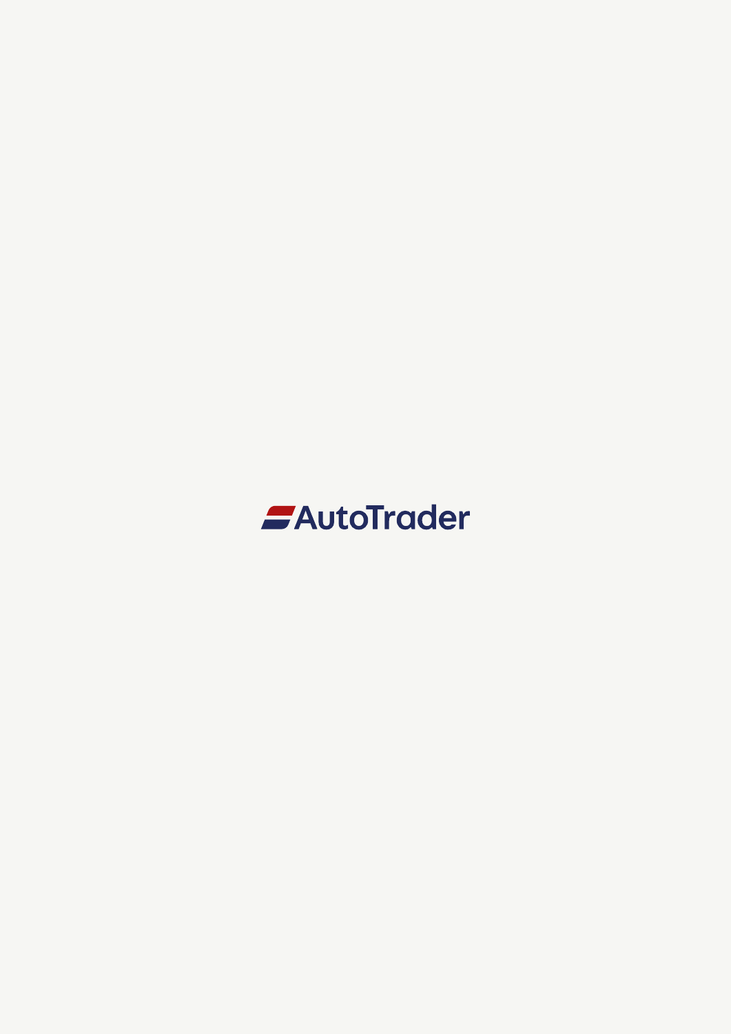AutoTrader